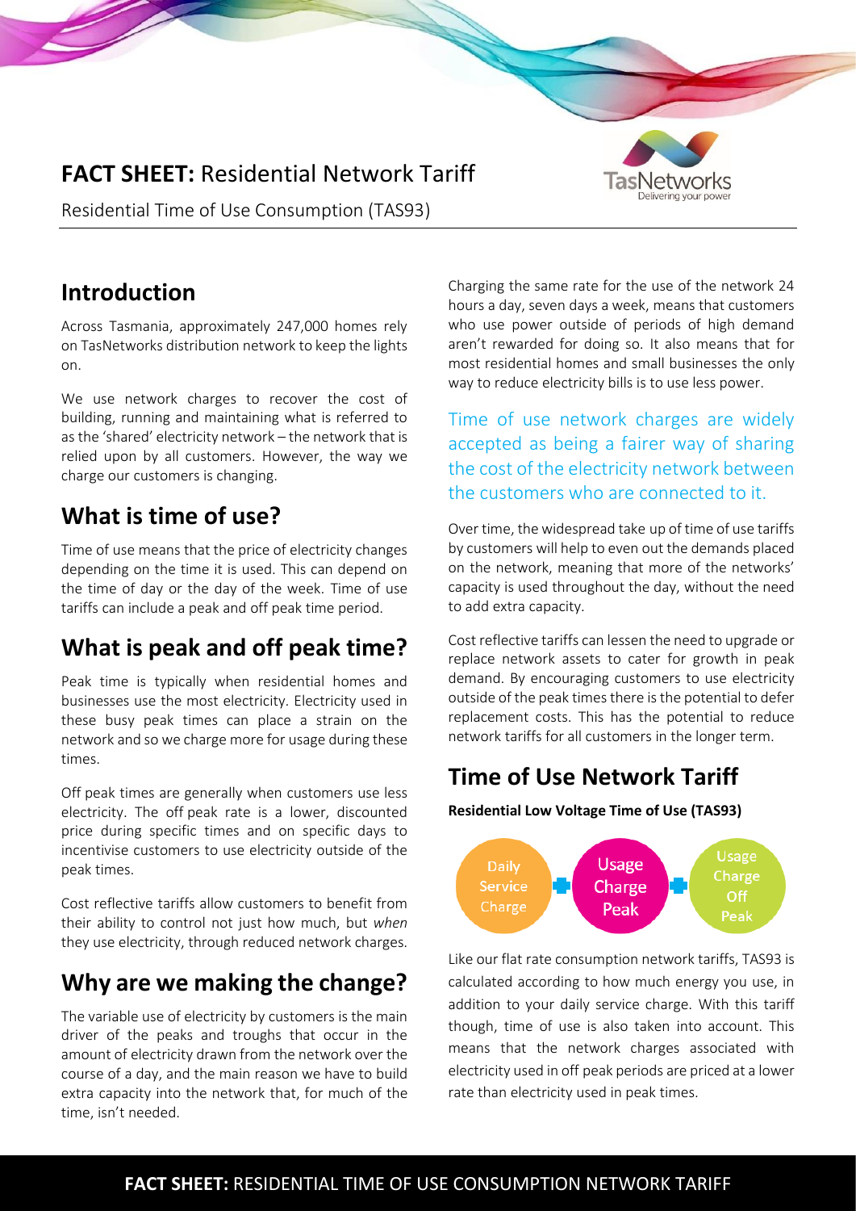# FACT SHEET: Residential Network Tariff

Residential Time of Use Consumption (TAS93)

## Introduction

Across Tasmania, approximately 247,000 homes rely on TasNetworks distribution network to keep the lights on.

We use network charges to recover the cost of building, running and maintaining what is referred to as the 'shared' electricity network – the network that is relied upon by all customers. However, the way we charge our customers is changing.

## What is time of use?

Time of use means that the price of electricity changes depending on the time it is used. This can depend on the time of day or the day of the week. Time of use tariffs can include a peak and off peak time period.

## What is peak and off peak time?

Peak time is typically when residential homes and businesses use the most electricity. Electricity used in these busy peak times can place a strain on the network and so we charge more for usage during these times.

Off peak times are generally when customers use less electricity. The off peak rate is a lower, discounted price during specific times and on specific days to incentivise customers to use electricity outside of the peak times.

Cost reflective tariffs allow customers to benefit from their ability to control not just how much, but *when* they use electricity, through reduced network charges.

## Why are we making the change?

The variable use of electricity by customers is the main driver of the peaks and troughs that occur in the amount of electricity drawn from the network over the course of a day, and the main reason we have to build extra capacity into the network that, for much of the time, isn't needed.

Charging the same rate for the use of the network 24 hours a day, seven days a week, means that customers who use power outside of periods of high demand aren't rewarded for doing so. It also means that for most residential homes and small businesses the only way to reduce electricity bills is to use less power.

Time of use network charges are widely accepted as being a fairer way of sharing the cost of the electricity network between the customers who are connected to it.

Over time, the widespread take up of time of use tariffs by customers will help to even out the demands placed on the network, meaning that more of the networks' capacity is used throughout the day, without the need to add extra capacity.

Cost reflective tariffs can lessen the need to upgrade or replace network assets to cater for growth in peak demand. By encouraging customers to use electricity outside of the peak times there is the potential to defer replacement costs. This has the potential to reduce network tariffs for all customers in the longer term.

## Time of Use Network Tariff

**Residential Low Voltage Time of Use (TAS93)**

Daily Service Charge + Usage Charge Peak + Usage Charge Off Peak

Like our flat rate consumption network tariffs, TAS93 is calculated according to how much energy you use, in addition to your daily service charge. With this tariff though, time of use is also taken into account. This means that the network charges associated with electricity used in off peak periods are priced at a lower rate than electricity used in peak times.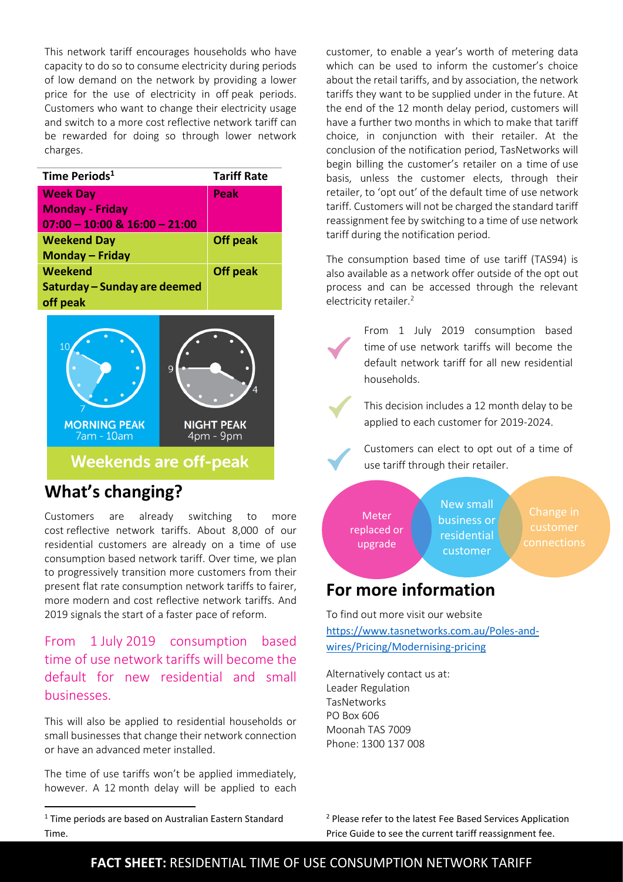This network tariff encourages households who have capacity to do so to consume electricity during periods of low demand on the network by providing a lower price for the use of electricity in off peak periods. Customers who want to change their electricity usage and switch to a more cost reflective network tariff can be rewarded for doing so through lower network charges.

| Time Periods[1] | Tariff Rate |
|---|---|
| **Week Day** **Monday - Friday** **07:00 – 10:00 & 16:00 – 21:00** | **Peak** |
| **Weekend Day** **Monday – Friday** | **Off peak** |
| **Weekend** **Saturday – Sunday are deemed off peak** | **Off peak** |

10
7
MORNING PEAK
7am - 10am

9
4
NIGHT PEAK
4pm - 9pm

Weekends are off-peak

## What's changing?

Customers are already switching to more cost reflective network tariffs. About 8,000 of our residential customers are already on a time of use consumption based network tariff. Over time, we plan to progressively transition more customers from their present flat rate consumption network tariffs to fairer, more modern and cost reflective network tariffs. And 2019 signals the start of a faster pace of reform.

From 1 July 2019 consumption based time of use network tariffs will become the default for new residential and small businesses.

This will also be applied to residential households or small businesses that change their network connection or have an advanced meter installed.

The time of use tariffs won't be applied immediately, however. A 12 month delay will be applied to each customer, to enable a year's worth of metering data which can be used to inform the customer's choice about the retail tariffs, and by association, the network tariffs they want to be supplied under in the future. At the end of the 12 month delay period, customers will have a further two months in which to make that tariff choice, in conjunction with their retailer. At the conclusion of the notification period, TasNetworks will begin billing the customer's retailer on a time of use basis, unless the customer elects, through their retailer, to 'opt out' of the default time of use network tariff. Customers will not be charged the standard tariff reassignment fee by switching to a time of use network tariff during the notification period.

The consumption based time of use tariff (TAS94) is also available as a network offer outside of the opt out process and can be accessed through the relevant electricity retailer.[2]

- From 1 July 2019 consumption based time of use network tariffs will become the default network tariff for all new residential households.
- This decision includes a 12 month delay to be applied to each customer for 2019-2024.
- Customers can elect to opt out of a time of use tariff through their retailer.

Meter replaced or upgrade

New small business or residential customer

Change in customer connections

## For more information

To find out more visit our website
https://www.tasnetworks.com.au/Poles-and-wires/Pricing/Modernising-pricing

Alternatively contact us at:
Leader Regulation
TasNetworks
PO Box 606
Moonah TAS 7009
Phone: 1300 137 008

[1] Time periods are based on Australian Eastern Standard Time.

[2] Please refer to the latest Fee Based Services Application Price Guide to see the current tariff reassignment fee.

**FACT SHEET:** RESIDENTIAL TIME OF USE CONSUMPTION NETWORK TARIFF